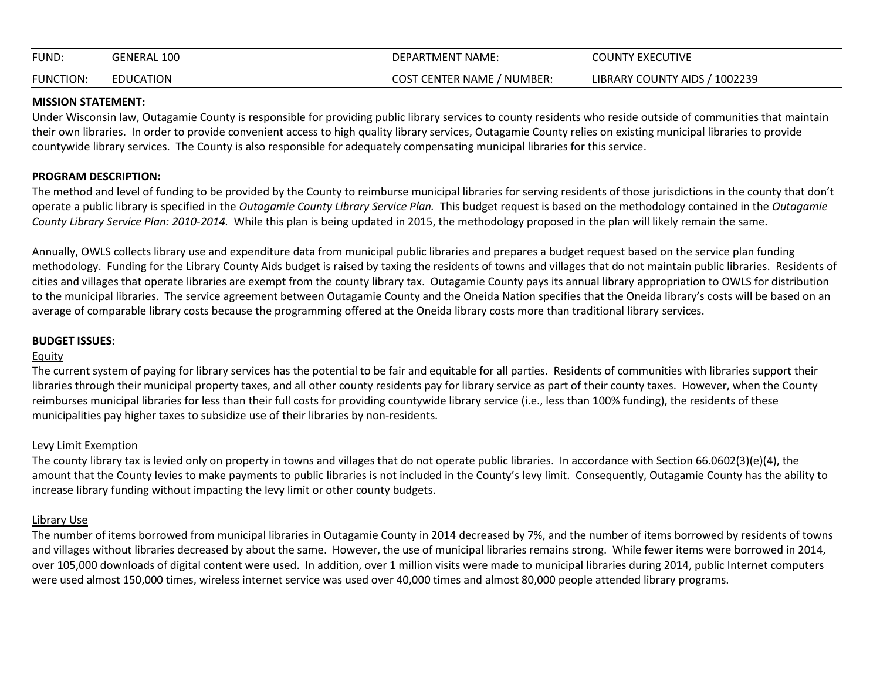| | | | |
|---|---|---|---|
| FUND: | GENERAL 100 | DEPARTMENT NAME: | COUNTY EXECUTIVE |
| FUNCTION: | EDUCATION | COST CENTER NAME / NUMBER: | LIBRARY COUNTY AIDS / 1002239 |

**MISSION STATEMENT:**

Under Wisconsin law, Outagamie County is responsible for providing public library services to county residents who reside outside of communities that maintain their own libraries. In order to provide convenient access to high quality library services, Outagamie County relies on existing municipal libraries to provide countywide library services. The County is also responsible for adequately compensating municipal libraries for this service.

**PROGRAM DESCRIPTION:**

The method and level of funding to be provided by the County to reimburse municipal libraries for serving residents of those jurisdictions in the county that don't operate a public library is specified in the *Outagamie County Library Service Plan.* This budget request is based on the methodology contained in the *Outagamie County Library Service Plan: 2010-2014.* While this plan is being updated in 2015, the methodology proposed in the plan will likely remain the same.

Annually, OWLS collects library use and expenditure data from municipal public libraries and prepares a budget request based on the service plan funding methodology. Funding for the Library County Aids budget is raised by taxing the residents of towns and villages that do not maintain public libraries. Residents of cities and villages that operate libraries are exempt from the county library tax. Outagamie County pays its annual library appropriation to OWLS for distribution to the municipal libraries. The service agreement between Outagamie County and the Oneida Nation specifies that the Oneida library's costs will be based on an average of comparable library costs because the programming offered at the Oneida library costs more than traditional library services.

**BUDGET ISSUES:**

Equity

The current system of paying for library services has the potential to be fair and equitable for all parties. Residents of communities with libraries support their libraries through their municipal property taxes, and all other county residents pay for library service as part of their county taxes. However, when the County reimburses municipal libraries for less than their full costs for providing countywide library service (i.e., less than 100% funding), the residents of these municipalities pay higher taxes to subsidize use of their libraries by non-residents.

Levy Limit Exemption

The county library tax is levied only on property in towns and villages that do not operate public libraries. In accordance with Section 66.0602(3)(e)(4), the amount that the County levies to make payments to public libraries is not included in the County's levy limit. Consequently, Outagamie County has the ability to increase library funding without impacting the levy limit or other county budgets.

Library Use

The number of items borrowed from municipal libraries in Outagamie County in 2014 decreased by 7%, and the number of items borrowed by residents of towns and villages without libraries decreased by about the same. However, the use of municipal libraries remains strong. While fewer items were borrowed in 2014, over 105,000 downloads of digital content were used. In addition, over 1 million visits were made to municipal libraries during 2014, public Internet computers were used almost 150,000 times, wireless internet service was used over 40,000 times and almost 80,000 people attended library programs.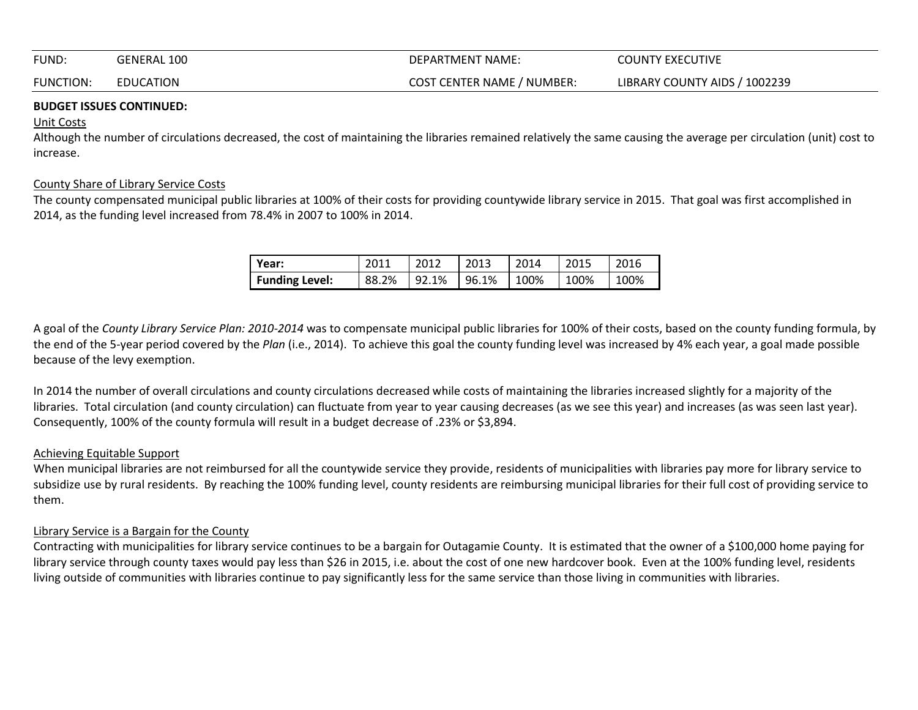| | | | |
|---|---|---|---|
| FUND: | GENERAL 100 | DEPARTMENT NAME: | COUNTY EXECUTIVE |
| FUNCTION: | EDUCATION | COST CENTER NAME / NUMBER: | LIBRARY COUNTY AIDS / 1002239 |

**BUDGET ISSUES CONTINUED:**

Unit Costs

Although the number of circulations decreased, the cost of maintaining the libraries remained relatively the same causing the average per circulation (unit) cost to increase.

County Share of Library Service Costs

The county compensated municipal public libraries at 100% of their costs for providing countywide library service in 2015. That goal was first accomplished in 2014, as the funding level increased from 78.4% in 2007 to 100% in 2014.

| Year: | 2011 | 2012 | 2013 | 2014 | 2015 | 2016 |
|---|---|---|---|---|---|---|
| Funding Level: | 88.2% | 92.1% | 96.1% | 100% | 100% | 100% |

A goal of the *County Library Service Plan: 2010-2014* was to compensate municipal public libraries for 100% of their costs, based on the county funding formula, by the end of the 5-year period covered by the *Plan* (i.e., 2014). To achieve this goal the county funding level was increased by 4% each year, a goal made possible because of the levy exemption.

In 2014 the number of overall circulations and county circulations decreased while costs of maintaining the libraries increased slightly for a majority of the libraries. Total circulation (and county circulation) can fluctuate from year to year causing decreases (as we see this year) and increases (as was seen last year). Consequently, 100% of the county formula will result in a budget decrease of .23% or $3,894.

Achieving Equitable Support

When municipal libraries are not reimbursed for all the countywide service they provide, residents of municipalities with libraries pay more for library service to subsidize use by rural residents. By reaching the 100% funding level, county residents are reimbursing municipal libraries for their full cost of providing service to them.

Library Service is a Bargain for the County

Contracting with municipalities for library service continues to be a bargain for Outagamie County. It is estimated that the owner of a $100,000 home paying for library service through county taxes would pay less than $26 in 2015, i.e. about the cost of one new hardcover book. Even at the 100% funding level, residents living outside of communities with libraries continue to pay significantly less for the same service than those living in communities with libraries.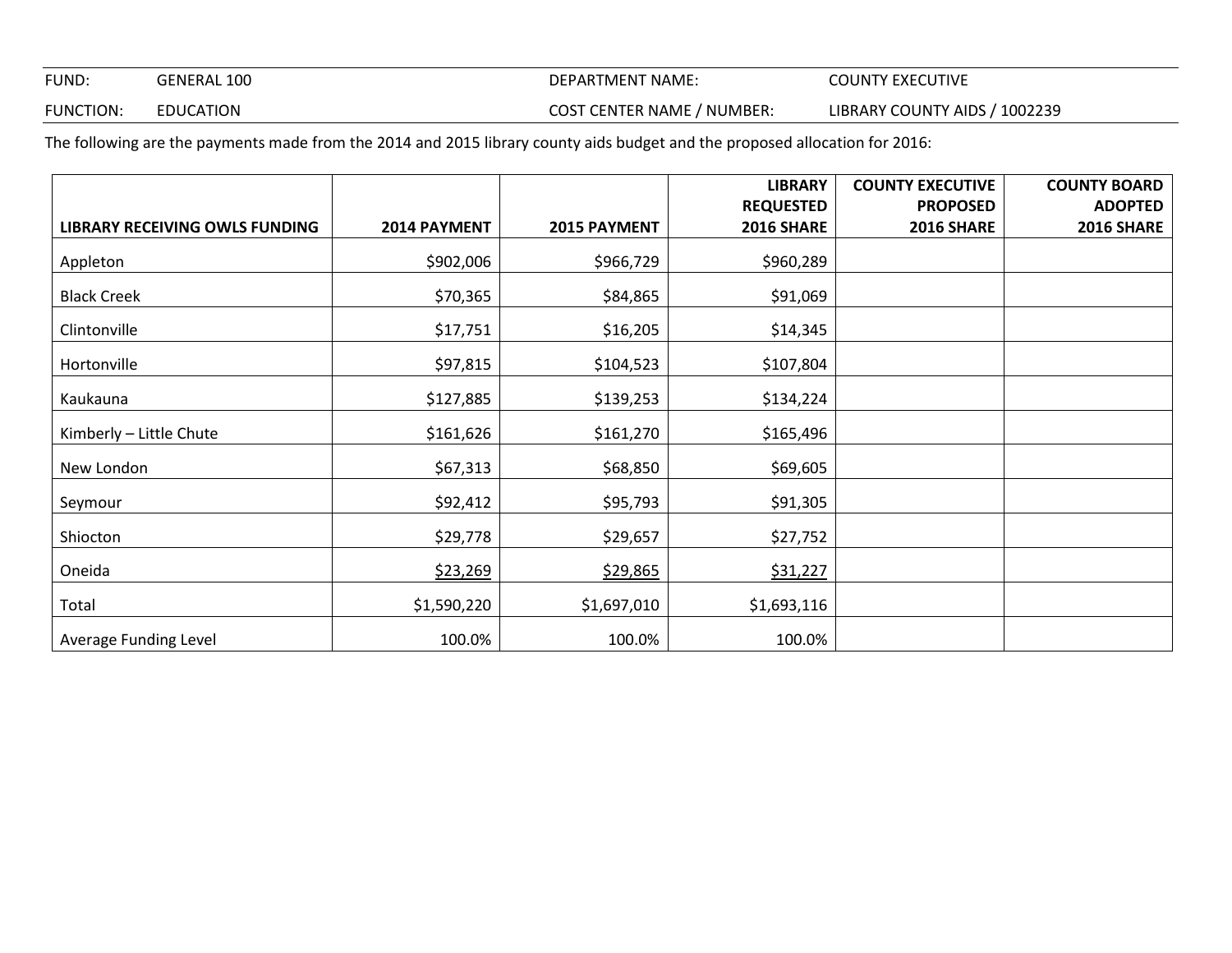| | | | |
|---|---|---|---|
| FUND: | GENERAL 100 | DEPARTMENT NAME: | COUNTY EXECUTIVE |
| FUNCTION: | EDUCATION | COST CENTER NAME / NUMBER: | LIBRARY COUNTY AIDS / 1002239 |

The following are the payments made from the 2014 and 2015 library county aids budget and the proposed allocation for 2016:

| LIBRARY RECEIVING OWLS FUNDING | 2014 PAYMENT | 2015 PAYMENT | LIBRARY REQUESTED 2016 SHARE | COUNTY EXECUTIVE PROPOSED 2016 SHARE | COUNTY BOARD ADOPTED 2016 SHARE |
|---|---:|---:|---:|---:|---:|
| Appleton | $902,006 | $966,729 | $960,289 | | |
| Black Creek | $70,365 | $84,865 | $91,069 | | |
| Clintonville | $17,751 | $16,205 | $14,345 | | |
| Hortonville | $97,815 | $104,523 | $107,804 | | |
| Kaukauna | $127,885 | $139,253 | $134,224 | | |
| Kimberly – Little Chute | $161,626 | $161,270 | $165,496 | | |
| New London | $67,313 | $68,850 | $69,605 | | |
| Seymour | $92,412 | $95,793 | $91,305 | | |
| Shiocton | $29,778 | $29,657 | $27,752 | | |
| Oneida | $23,269 | $29,865 | $31,227 | | |
| Total | $1,590,220 | $1,697,010 | $1,693,116 | | |
| Average Funding Level | 100.0% | 100.0% | 100.0% | | |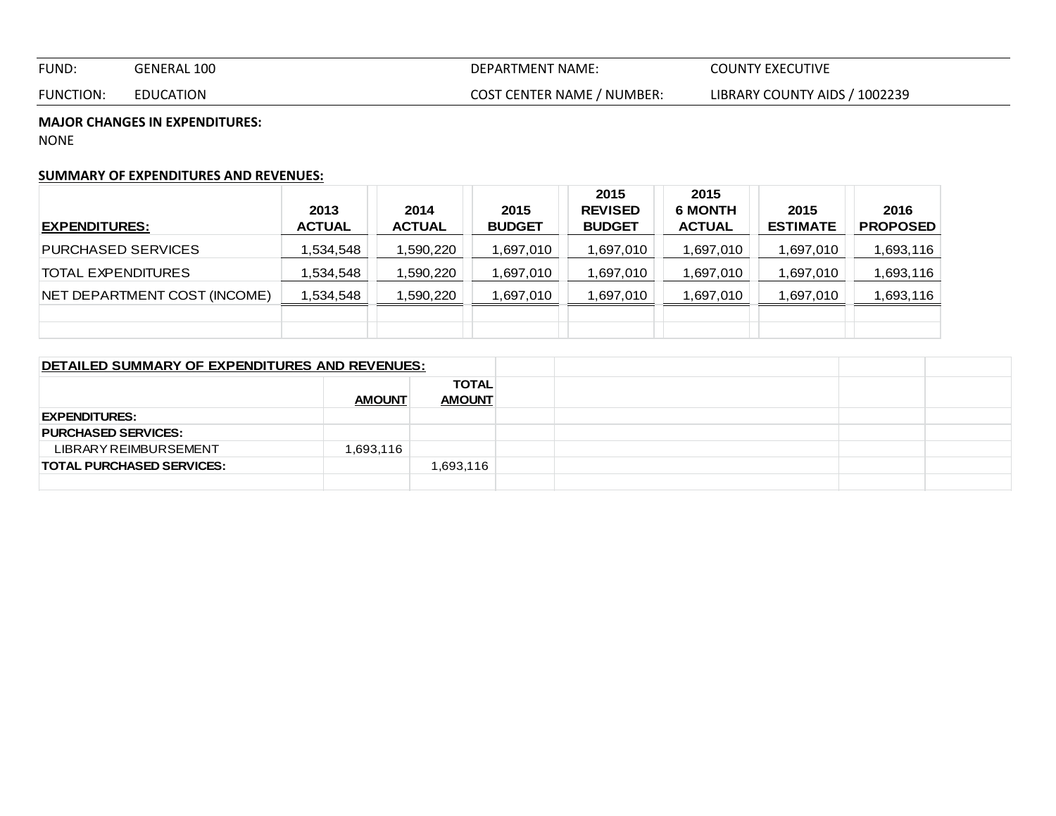| | | | |
|---|---|---|---|
| FUND: | GENERAL 100 | DEPARTMENT NAME: | COUNTY EXECUTIVE |
| FUNCTION: | EDUCATION | COST CENTER NAME / NUMBER: | LIBRARY COUNTY AIDS / 1002239 |

**MAJOR CHANGES IN EXPENDITURES:**
NONE

**SUMMARY OF EXPENDITURES AND REVENUES:**

| EXPENDITURES: | 2013 ACTUAL | 2014 ACTUAL | 2015 BUDGET | 2015 REVISED BUDGET | 2015 6 MONTH ACTUAL | 2015 ESTIMATE | 2016 PROPOSED |
|---|---|---|---|---|---|---|---|
| PURCHASED SERVICES | 1,534,548 | 1,590,220 | 1,697,010 | 1,697,010 | 1,697,010 | 1,697,010 | 1,693,116 |
| TOTAL EXPENDITURES | 1,534,548 | 1,590,220 | 1,697,010 | 1,697,010 | 1,697,010 | 1,697,010 | 1,693,116 |
| NET DEPARTMENT COST (INCOME) | 1,534,548 | 1,590,220 | 1,697,010 | 1,697,010 | 1,697,010 | 1,697,010 | 1,693,116 |

| DETAILED SUMMARY OF EXPENDITURES AND REVENUES: | AMOUNT | TOTAL AMOUNT |
|---|---|---|
| **EXPENDITURES:** | | |
| **PURCHASED SERVICES:** | | |
| LIBRARY REIMBURSEMENT | 1,693,116 | |
| **TOTAL PURCHASED SERVICES:** | | 1,693,116 |